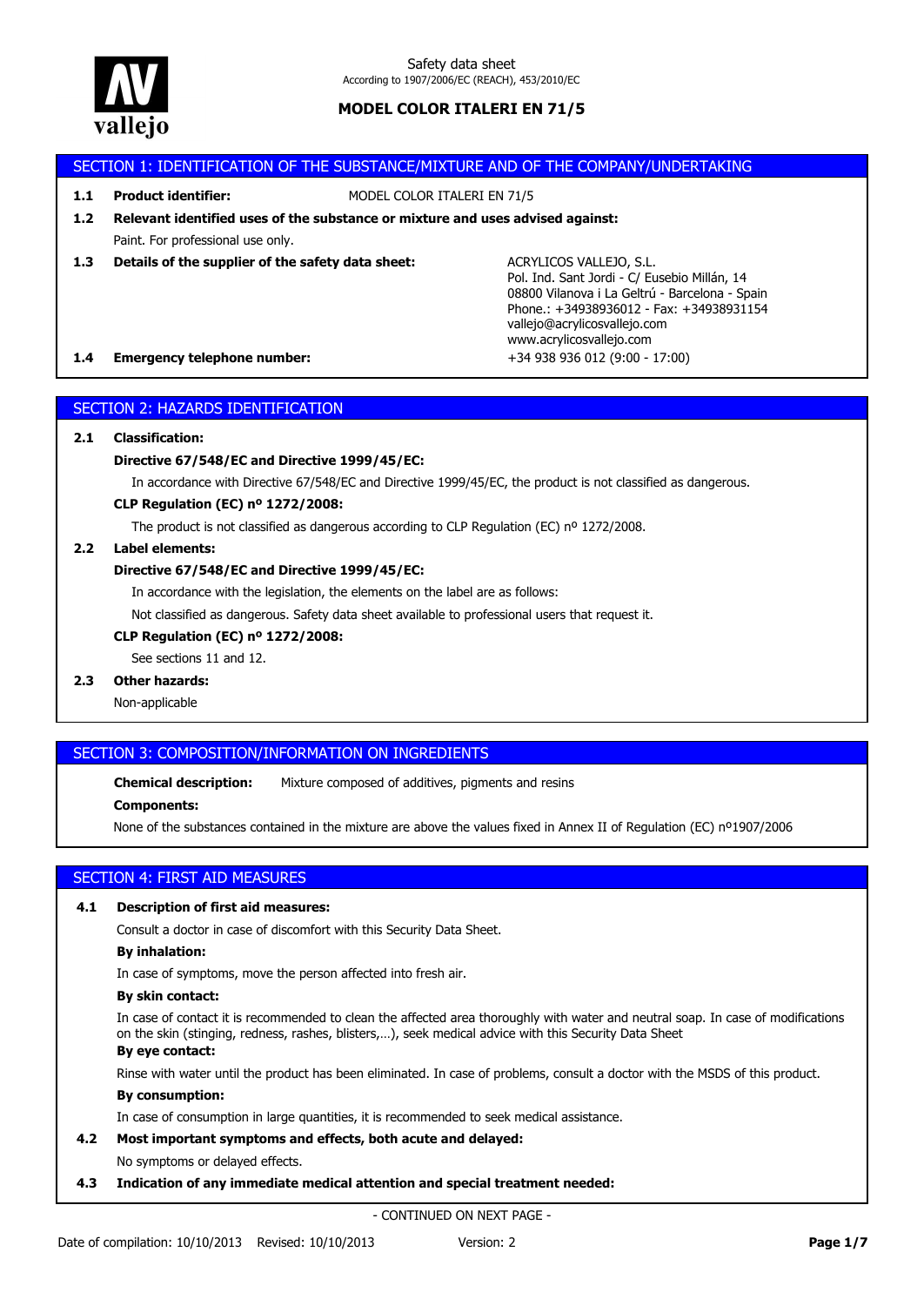Safety data sheet
According to 1907/2006/EC (REACH), 453/2010/EC

# MODEL COLOR ITALERI EN 71/5

## SECTION 1: IDENTIFICATION OF THE SUBSTANCE/MIXTURE AND OF THE COMPANY/UNDERTAKING

**1.1 Product identifier:** MODEL COLOR ITALERI EN 71/5

**1.2 Relevant identified uses of the substance or mixture and uses advised against:**

Paint. For professional use only.

**1.3 Details of the supplier of the safety data sheet:**

ACRYLICOS VALLEJO, S.L.
Pol. Ind. Sant Jordi - C/ Eusebio Millán, 14
08800 Vilanova i La Geltrú - Barcelona - Spain
Phone.: +34938936012 - Fax: +34938931154
vallejo@acrylicosvallejo.com
www.acrylicosvallejo.com

**1.4 Emergency telephone number:** +34 938 936 012 (9:00 - 17:00)

## SECTION 2: HAZARDS IDENTIFICATION

**2.1 Classification:**

**Directive 67/548/EC and Directive 1999/45/EC:**

In accordance with Directive 67/548/EC and Directive 1999/45/EC, the product is not classified as dangerous.

**CLP Regulation (EC) nº 1272/2008:**

The product is not classified as dangerous according to CLP Regulation (EC) nº 1272/2008.

**2.2 Label elements:**

**Directive 67/548/EC and Directive 1999/45/EC:**

In accordance with the legislation, the elements on the label are as follows:

Not classified as dangerous. Safety data sheet available to professional users that request it.

**CLP Regulation (EC) nº 1272/2008:**

See sections 11 and 12.

**2.3 Other hazards:**

Non-applicable

## SECTION 3: COMPOSITION/INFORMATION ON INGREDIENTS

**Chemical description:** Mixture composed of additives, pigments and resins

**Components:**

None of the substances contained in the mixture are above the values fixed in Annex II of Regulation (EC) nº1907/2006

## SECTION 4: FIRST AID MEASURES

**4.1 Description of first aid measures:**

Consult a doctor in case of discomfort with this Security Data Sheet.

**By inhalation:**

In case of symptoms, move the person affected into fresh air.

**By skin contact:**

In case of contact it is recommended to clean the affected area thoroughly with water and neutral soap. In case of modifications on the skin (stinging, redness, rashes, blisters,…), seek medical advice with this Security Data Sheet

**By eye contact:**

Rinse with water until the product has been eliminated. In case of problems, consult a doctor with the MSDS of this product.

**By consumption:**

In case of consumption in large quantities, it is recommended to seek medical assistance.

**4.2 Most important symptoms and effects, both acute and delayed:**

No symptoms or delayed effects.

**4.3 Indication of any immediate medical attention and special treatment needed:**

- CONTINUED ON NEXT PAGE -

Date of compilation: 10/10/2013 Revised: 10/10/2013 Version: 2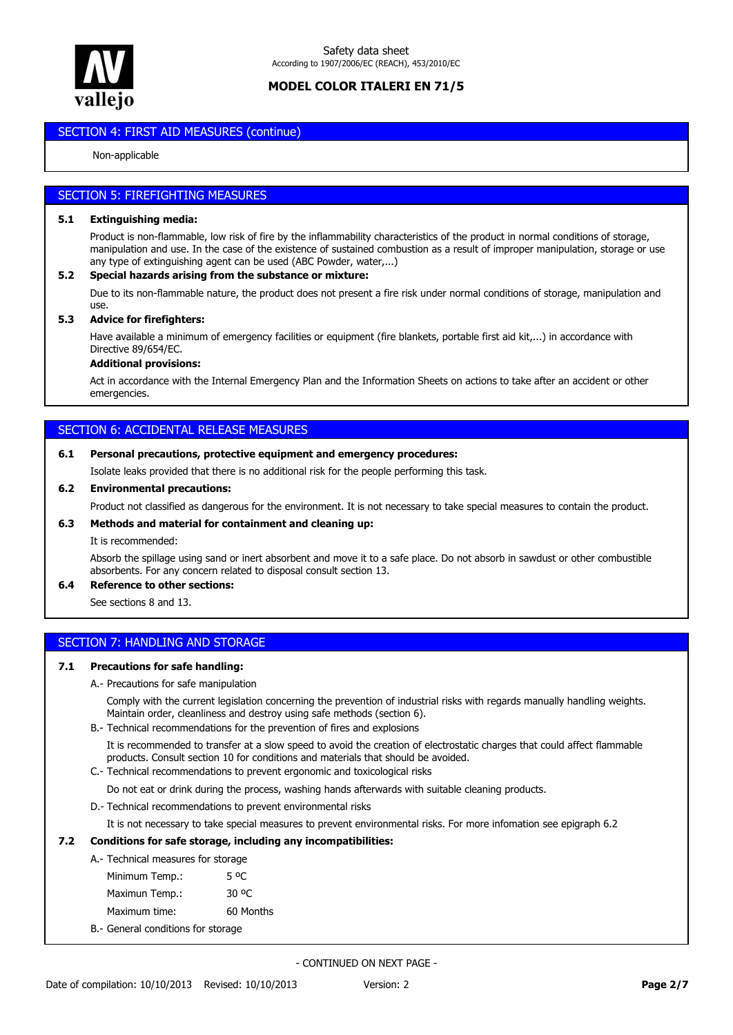## SECTION 4: FIRST AID MEASURES (continue)

Non-applicable

## SECTION 5: FIREFIGHTING MEASURES

**5.1 Extinguishing media:**

Product is non-flammable, low risk of fire by the inflammability characteristics of the product in normal conditions of storage, manipulation and use. In the case of the existence of sustained combustion as a result of improper manipulation, storage or use any type of extinguishing agent can be used (ABC Powder, water,...)

**5.2 Special hazards arising from the substance or mixture:**

Due to its non-flammable nature, the product does not present a fire risk under normal conditions of storage, manipulation and use.

**5.3 Advice for firefighters:**

Have available a minimum of emergency facilities or equipment (fire blankets, portable first aid kit,...) in accordance with Directive 89/654/EC.

**Additional provisions:**

Act in accordance with the Internal Emergency Plan and the Information Sheets on actions to take after an accident or other emergencies.

## SECTION 6: ACCIDENTAL RELEASE MEASURES

**6.1 Personal precautions, protective equipment and emergency procedures:**

Isolate leaks provided that there is no additional risk for the people performing this task.

**6.2 Environmental precautions:**

Product not classified as dangerous for the environment. It is not necessary to take special measures to contain the product.

**6.3 Methods and material for containment and cleaning up:**

It is recommended:

Absorb the spillage using sand or inert absorbent and move it to a safe place. Do not absorb in sawdust or other combustible absorbents. For any concern related to disposal consult section 13.

**6.4 Reference to other sections:**

See sections 8 and 13.

## SECTION 7: HANDLING AND STORAGE

**7.1 Precautions for safe handling:**

A.- Precautions for safe manipulation

Comply with the current legislation concerning the prevention of industrial risks with regards manually handling weights. Maintain order, cleanliness and destroy using safe methods (section 6).

B.- Technical recommendations for the prevention of fires and explosions

It is recommended to transfer at a slow speed to avoid the creation of electrostatic charges that could affect flammable products. Consult section 10 for conditions and materials that should be avoided.

C.- Technical recommendations to prevent ergonomic and toxicological risks

Do not eat or drink during the process, washing hands afterwards with suitable cleaning products.

D.- Technical recommendations to prevent environmental risks

It is not necessary to take special measures to prevent environmental risks. For more infomation see epigraph 6.2

**7.2 Conditions for safe storage, including any incompatibilities:**

A.- Technical measures for storage

| | |
|---|---|
| Minimum Temp.: | 5 ºC |
| Maximun Temp.: | 30 ºC |
| Maximum time: | 60 Months |

B.- General conditions for storage

- CONTINUED ON NEXT PAGE -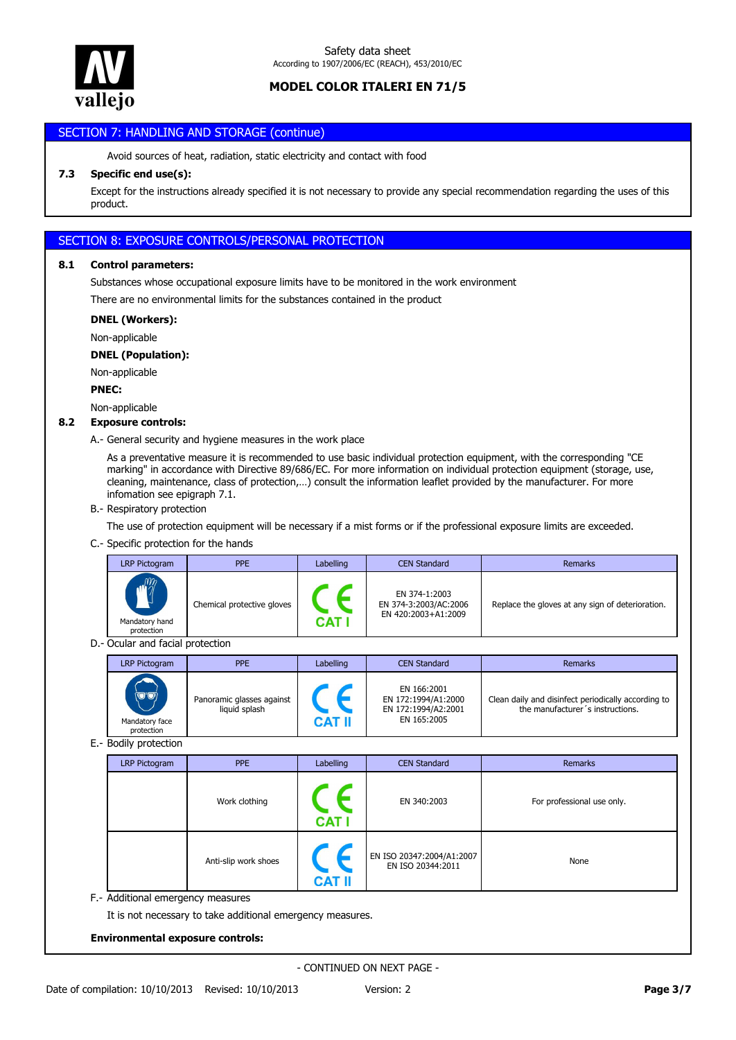## SECTION 7: HANDLING AND STORAGE (continue)

Avoid sources of heat, radiation, static electricity and contact with food

**7.3 Specific end use(s):**

Except for the instructions already specified it is not necessary to provide any special recommendation regarding the uses of this product.

## SECTION 8: EXPOSURE CONTROLS/PERSONAL PROTECTION

**8.1 Control parameters:**

Substances whose occupational exposure limits have to be monitored in the work environment

There are no environmental limits for the substances contained in the product

**DNEL (Workers):**

Non-applicable

**DNEL (Population):**

Non-applicable

**PNEC:**

Non-applicable

**8.2 Exposure controls:**

A.- General security and hygiene measures in the work place

As a preventative measure it is recommended to use basic individual protection equipment, with the corresponding "CE marking" in accordance with Directive 89/686/EC. For more information on individual protection equipment (storage, use, cleaning, maintenance, class of protection,…) consult the information leaflet provided by the manufacturer. For more infomation see epigraph 7.1.

B.- Respiratory protection

The use of protection equipment will be necessary if a mist forms or if the professional exposure limits are exceeded.

C.- Specific protection for the hands

| LRP Pictogram | PPE | Labelling | CEN Standard | Remarks |
|---|---|---|---|---|
| Mandatory hand protection | Chemical protective gloves | CE CAT I | EN 374-1:2003<br>EN 374-3:2003/AC:2006<br>EN 420:2003+A1:2009 | Replace the gloves at any sign of deterioration. |

D.- Ocular and facial protection

| LRP Pictogram | PPE | Labelling | CEN Standard | Remarks |
|---|---|---|---|---|
| Mandatory face protection | Panoramic glasses against liquid splash | CE CAT II | EN 166:2001<br>EN 172:1994/A1:2000<br>EN 172:1994/A2:2001<br>EN 165:2005 | Clean daily and disinfect periodically according to the manufacturer´s instructions. |

E.- Bodily protection

| LRP Pictogram | PPE | Labelling | CEN Standard | Remarks |
|---|---|---|---|---|
| | Work clothing | CE CAT I | EN 340:2003 | For professional use only. |
| | Anti-slip work shoes | CE CAT II | EN ISO 20347:2004/A1:2007<br>EN ISO 20344:2011 | None |

F.- Additional emergency measures

It is not necessary to take additional emergency measures.

**Environmental exposure controls:**

- CONTINUED ON NEXT PAGE -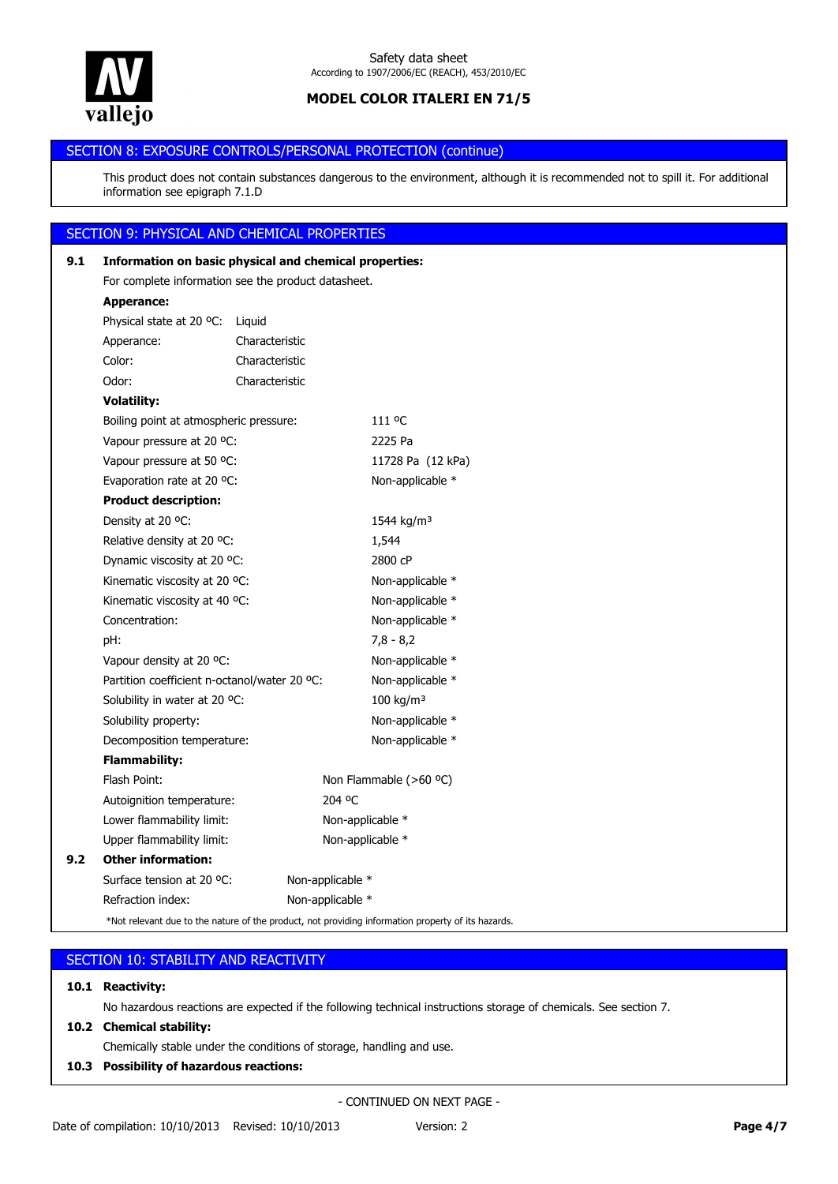## SECTION 8: EXPOSURE CONTROLS/PERSONAL PROTECTION (continue)

This product does not contain substances dangerous to the environment, although it is recommended not to spill it. For additional information see epigraph 7.1.D

## SECTION 9: PHYSICAL AND CHEMICAL PROPERTIES

**9.1 Information on basic physical and chemical properties:**

For complete information see the product datasheet.

**Apperance:**

| | |
|---|---|
| Physical state at 20 ºC: | Liquid |
| Apperance: | Characteristic |
| Color: | Characteristic |
| Odor: | Characteristic |

**Volatility:**

| | |
|---|---|
| Boiling point at atmospheric pressure: | 111 ºC |
| Vapour pressure at 20 ºC: | 2225 Pa |
| Vapour pressure at 50 ºC: | 11728 Pa (12 kPa) |
| Evaporation rate at 20 ºC: | Non-applicable * |

**Product description:**

| | |
|---|---|
| Density at 20 ºC: | 1544 kg/m³ |
| Relative density at 20 ºC: | 1,544 |
| Dynamic viscosity at 20 ºC: | 2800 cP |
| Kinematic viscosity at 20 ºC: | Non-applicable * |
| Kinematic viscosity at 40 ºC: | Non-applicable * |
| Concentration: | Non-applicable * |
| pH: | 7,8 - 8,2 |
| Vapour density at 20 ºC: | Non-applicable * |
| Partition coefficient n-octanol/water 20 ºC: | Non-applicable * |
| Solubility in water at 20 ºC: | 100 kg/m³ |
| Solubility property: | Non-applicable * |
| Decomposition temperature: | Non-applicable * |

**Flammability:**

| | |
|---|---|
| Flash Point: | Non Flammable (>60 ºC) |
| Autoignition temperature: | 204 ºC |
| Lower flammability limit: | Non-applicable * |
| Upper flammability limit: | Non-applicable * |

**9.2 Other information:**

| | |
|---|---|
| Surface tension at 20 ºC: | Non-applicable * |
| Refraction index: | Non-applicable * |

*Not relevant due to the nature of the product, not providing information property of its hazards.

## SECTION 10: STABILITY AND REACTIVITY

**10.1 Reactivity:**

No hazardous reactions are expected if the following technical instructions storage of chemicals. See section 7.

**10.2 Chemical stability:**

Chemically stable under the conditions of storage, handling and use.

**10.3 Possibility of hazardous reactions:**

- CONTINUED ON NEXT PAGE -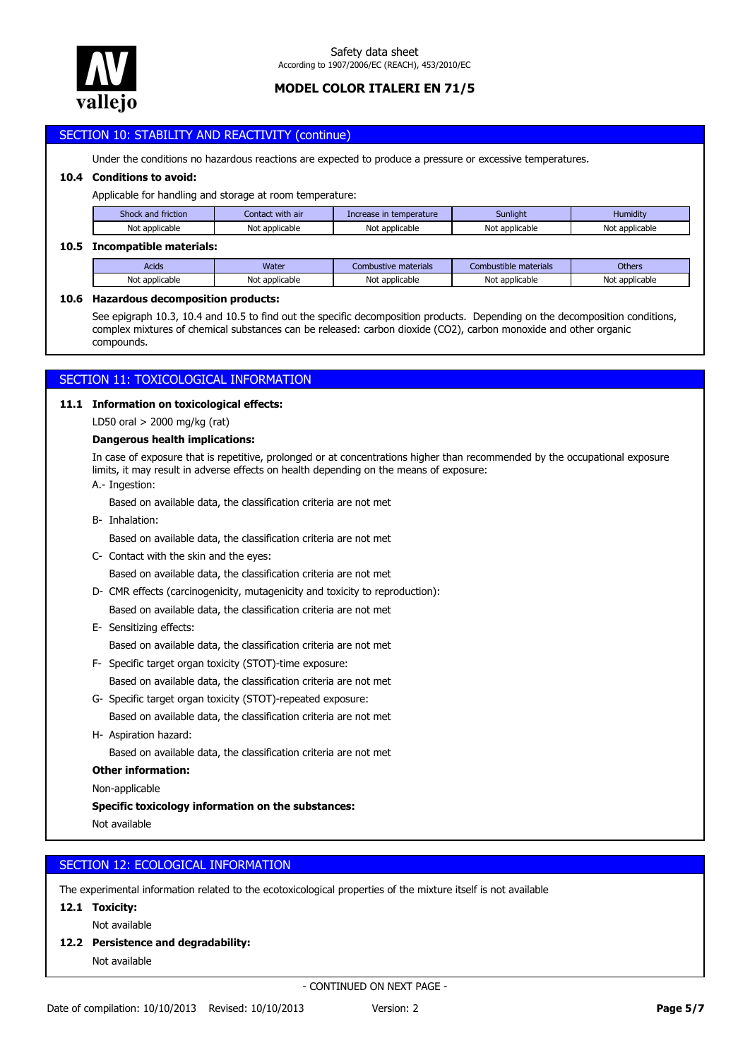## SECTION 10: STABILITY AND REACTIVITY (continue)

Under the conditions no hazardous reactions are expected to produce a pressure or excessive temperatures.

**10.4 Conditions to avoid:**

Applicable for handling and storage at room temperature:

| Shock and friction | Contact with air | Increase in temperature | Sunlight | Humidity |
|---|---|---|---|---|
| Not applicable | Not applicable | Not applicable | Not applicable | Not applicable |

**10.5 Incompatible materials:**

| Acids | Water | Combustive materials | Combustible materials | Others |
|---|---|---|---|---|
| Not applicable | Not applicable | Not applicable | Not applicable | Not applicable |

**10.6 Hazardous decomposition products:**

See epigraph 10.3, 10.4 and 10.5 to find out the specific decomposition products. Depending on the decomposition conditions, complex mixtures of chemical substances can be released: carbon dioxide ($CO_2$), carbon monoxide and other organic compounds.

## SECTION 11: TOXICOLOGICAL INFORMATION

**11.1 Information on toxicological effects:**

LD50 oral > 2000 mg/kg (rat)

**Dangerous health implications:**

In case of exposure that is repetitive, prolonged or at concentrations higher than recommended by the occupational exposure limits, it may result in adverse effects on health depending on the means of exposure:

A.- Ingestion:

Based on available data, the classification criteria are not met

B- Inhalation:

Based on available data, the classification criteria are not met

C- Contact with the skin and the eyes:

Based on available data, the classification criteria are not met

D- CMR effects (carcinogenicity, mutagenicity and toxicity to reproduction):

Based on available data, the classification criteria are not met

E- Sensitizing effects:

Based on available data, the classification criteria are not met

F- Specific target organ toxicity (STOT)-time exposure:

Based on available data, the classification criteria are not met

G- Specific target organ toxicity (STOT)-repeated exposure:

Based on available data, the classification criteria are not met

H- Aspiration hazard:

Based on available data, the classification criteria are not met

**Other information:**

Non-applicable

**Specific toxicology information on the substances:**

Not available

## SECTION 12: ECOLOGICAL INFORMATION

The experimental information related to the ecotoxicological properties of the mixture itself is not available

**12.1 Toxicity:**

Not available

**12.2 Persistence and degradability:**

Not available

- CONTINUED ON NEXT PAGE -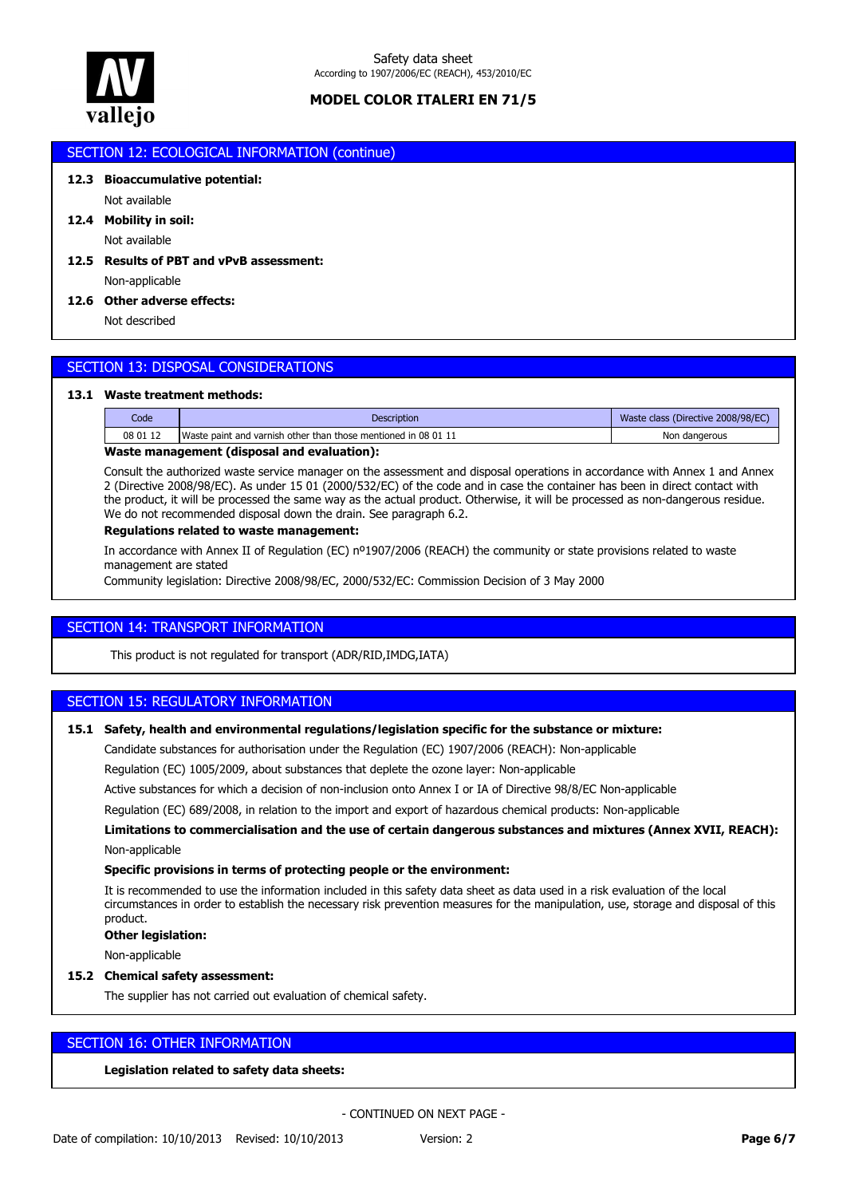## SECTION 12: ECOLOGICAL INFORMATION (continue)

**12.3 Bioaccumulative potential:**

Not available

**12.4 Mobility in soil:**

Not available

**12.5 Results of PBT and vPvB assessment:**

Non-applicable

**12.6 Other adverse effects:**

Not described

## SECTION 13: DISPOSAL CONSIDERATIONS

**13.1 Waste treatment methods:**

| Code | Description | Waste class (Directive 2008/98/EC) |
|---|---|---|
| 08 01 12 | Waste paint and varnish other than those mentioned in 08 01 11 | Non dangerous |

**Waste management (disposal and evaluation):**

Consult the authorized waste service manager on the assessment and disposal operations in accordance with Annex 1 and Annex 2 (Directive 2008/98/EC). As under 15 01 (2000/532/EC) of the code and in case the container has been in direct contact with the product, it will be processed the same way as the actual product. Otherwise, it will be processed as non-dangerous residue. We do not recommended disposal down the drain. See paragraph 6.2.

**Regulations related to waste management:**

In accordance with Annex II of Regulation (EC) nº1907/2006 (REACH) the community or state provisions related to waste management are stated

Community legislation: Directive 2008/98/EC, 2000/532/EC: Commission Decision of 3 May 2000

## SECTION 14: TRANSPORT INFORMATION

This product is not regulated for transport (ADR/RID,IMDG,IATA)

## SECTION 15: REGULATORY INFORMATION

**15.1 Safety, health and environmental regulations/legislation specific for the substance or mixture:**

Candidate substances for authorisation under the Regulation (EC) 1907/2006 (REACH): Non-applicable

Regulation (EC) 1005/2009, about substances that deplete the ozone layer: Non-applicable

Active substances for which a decision of non-inclusion onto Annex I or IA of Directive 98/8/EC Non-applicable

Regulation (EC) 689/2008, in relation to the import and export of hazardous chemical products: Non-applicable

**Limitations to commercialisation and the use of certain dangerous substances and mixtures (Annex XVII, REACH):**

Non-applicable

**Specific provisions in terms of protecting people or the environment:**

It is recommended to use the information included in this safety data sheet as data used in a risk evaluation of the local circumstances in order to establish the necessary risk prevention measures for the manipulation, use, storage and disposal of this product.

**Other legislation:**

Non-applicable

**15.2 Chemical safety assessment:**

The supplier has not carried out evaluation of chemical safety.

## SECTION 16: OTHER INFORMATION

**Legislation related to safety data sheets:**

- CONTINUED ON NEXT PAGE -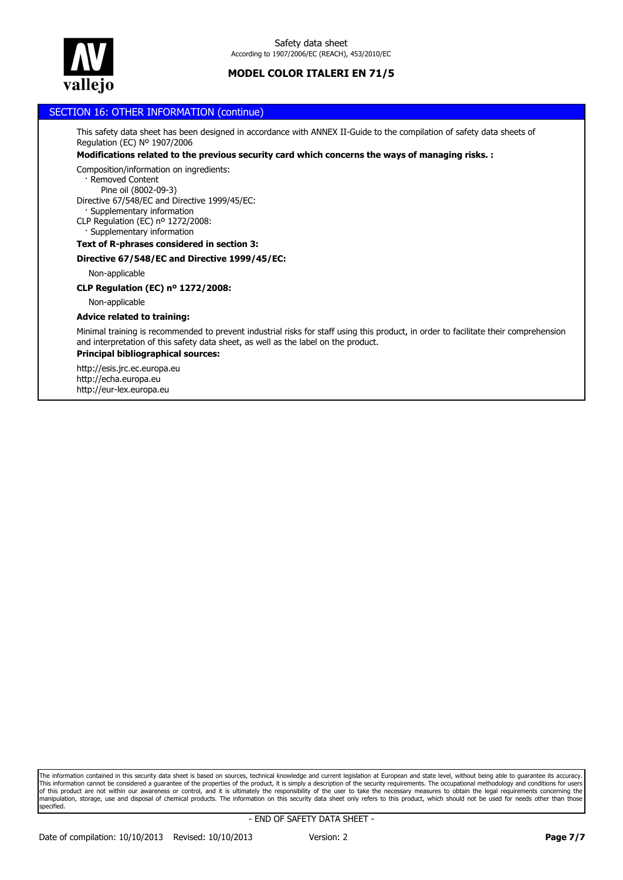## SECTION 16: OTHER INFORMATION (continue)

This safety data sheet has been designed in accordance with ANNEX II-Guide to the compilation of safety data sheets of Regulation (EC) Nº 1907/2006

**Modifications related to the previous security card which concerns the ways of managing risks. :**

Composition/information on ingredients:
· Removed Content
Pine oil (8002-09-3)
Directive 67/548/EC and Directive 1999/45/EC:
· Supplementary information
CLP Regulation (EC) nº 1272/2008:
· Supplementary information

**Text of R-phrases considered in section 3:**

**Directive 67/548/EC and Directive 1999/45/EC:**

Non-applicable

**CLP Regulation (EC) nº 1272/2008:**

Non-applicable

**Advice related to training:**

Minimal training is recommended to prevent industrial risks for staff using this product, in order to facilitate their comprehension and interpretation of this safety data sheet, as well as the label on the product.

**Principal bibliographical sources:**

http://esis.jrc.ec.europa.eu
http://echa.europa.eu
http://eur-lex.europa.eu

The information contained in this security data sheet is based on sources, technical knowledge and current legislation at European and state level, without being able to guarantee its accuracy. This information cannot be considered a guarantee of the properties of the product, it is simply a description of the security requirements. The occupational methodology and conditions for users of this product are not within our awareness or control, and it is ultimately the responsibility of the user to take the necessary measures to obtain the legal requirements concerning the manipulation, storage, use and disposal of chemical products. The information on this security data sheet only refers to this product, which should not be used for needs other than those specified.

- END OF SAFETY DATA SHEET -